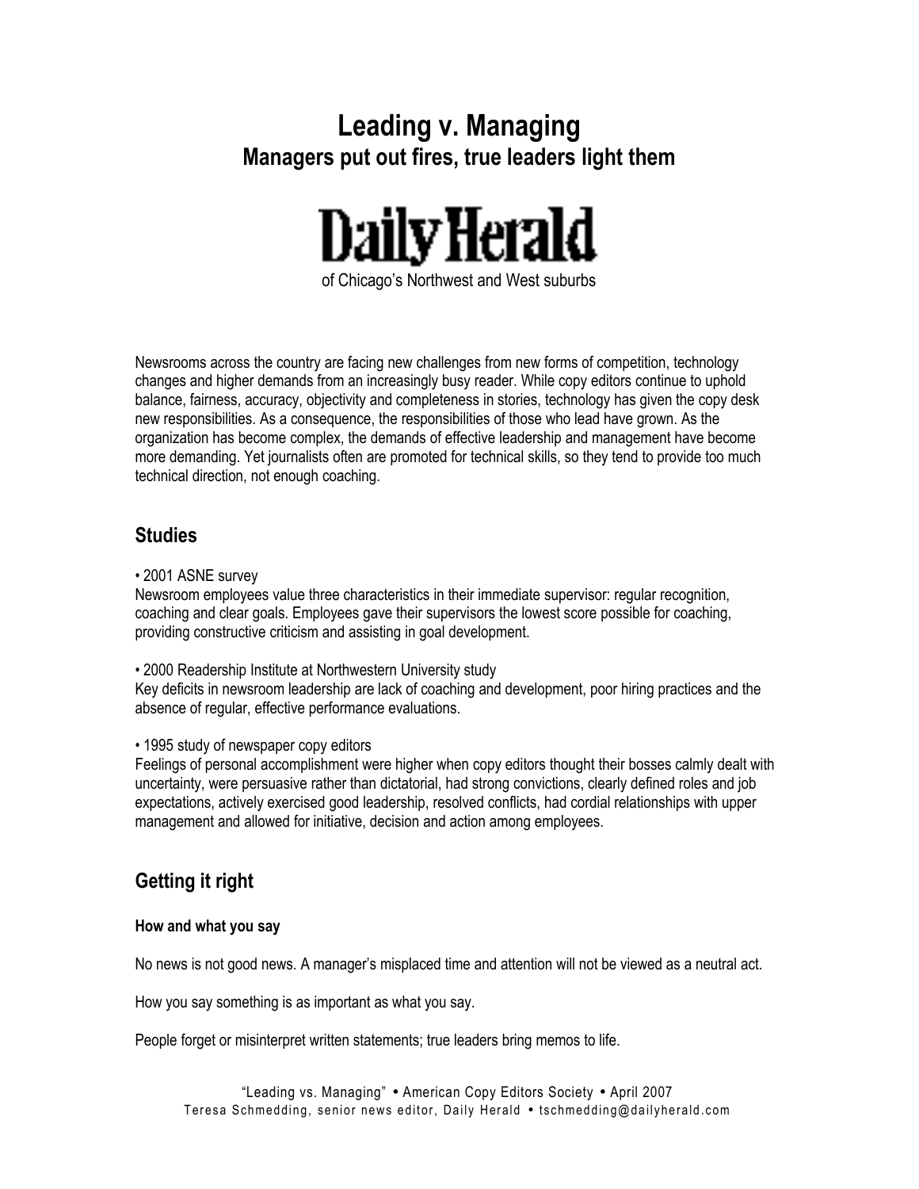# Leading v. Managing

## Managers put out fires, true leaders light them

**Daily Herald**

of Chicago's Northwest and West suburbs

Newsrooms across the country are facing new challenges from new forms of competition, technology changes and higher demands from an increasingly busy reader. While copy editors continue to uphold balance, fairness, accuracy, objectivity and completeness in stories, technology has given the copy desk new responsibilities. As a consequence, the responsibilities of those who lead have grown. As the organization has become complex, the demands of effective leadership and management have become more demanding. Yet journalists often are promoted for technical skills, so they tend to provide too much technical direction, not enough coaching.

## Studies

• 2001 ASNE survey
Newsroom employees value three characteristics in their immediate supervisor: regular recognition, coaching and clear goals. Employees gave their supervisors the lowest score possible for coaching, providing constructive criticism and assisting in goal development.

• 2000 Readership Institute at Northwestern University study
Key deficits in newsroom leadership are lack of coaching and development, poor hiring practices and the absence of regular, effective performance evaluations.

• 1995 study of newspaper copy editors
Feelings of personal accomplishment were higher when copy editors thought their bosses calmly dealt with uncertainty, were persuasive rather than dictatorial, had strong convictions, clearly defined roles and job expectations, actively exercised good leadership, resolved conflicts, had cordial relationships with upper management and allowed for initiative, decision and action among employees.

## Getting it right

### How and what you say

No news is not good news. A manager's misplaced time and attention will not be viewed as a neutral act.

How you say something is as important as what you say.

People forget or misinterpret written statements; true leaders bring memos to life.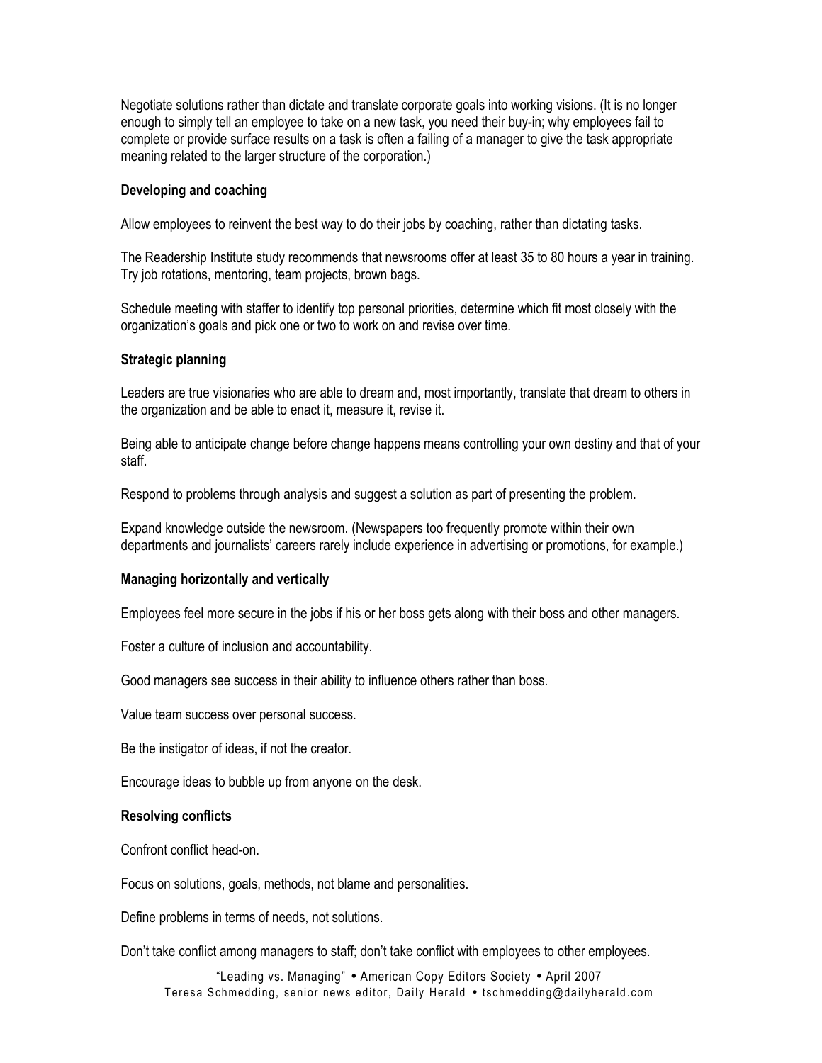Negotiate solutions rather than dictate and translate corporate goals into working visions. (It is no longer enough to simply tell an employee to take on a new task, you need their buy-in; why employees fail to complete or provide surface results on a task is often a failing of a manager to give the task appropriate meaning related to the larger structure of the corporation.)

**Developing and coaching**

Allow employees to reinvent the best way to do their jobs by coaching, rather than dictating tasks.

The Readership Institute study recommends that newsrooms offer at least 35 to 80 hours a year in training. Try job rotations, mentoring, team projects, brown bags.

Schedule meeting with staffer to identify top personal priorities, determine which fit most closely with the organization's goals and pick one or two to work on and revise over time.

**Strategic planning**

Leaders are true visionaries who are able to dream and, most importantly, translate that dream to others in the organization and be able to enact it, measure it, revise it.

Being able to anticipate change before change happens means controlling your own destiny and that of your staff.

Respond to problems through analysis and suggest a solution as part of presenting the problem.

Expand knowledge outside the newsroom. (Newspapers too frequently promote within their own departments and journalists' careers rarely include experience in advertising or promotions, for example.)

**Managing horizontally and vertically**

Employees feel more secure in the jobs if his or her boss gets along with their boss and other managers.

Foster a culture of inclusion and accountability.

Good managers see success in their ability to influence others rather than boss.

Value team success over personal success.

Be the instigator of ideas, if not the creator.

Encourage ideas to bubble up from anyone on the desk.

**Resolving conflicts**

Confront conflict head-on.

Focus on solutions, goals, methods, not blame and personalities.

Define problems in terms of needs, not solutions.

Don't take conflict among managers to staff; don't take conflict with employees to other employees.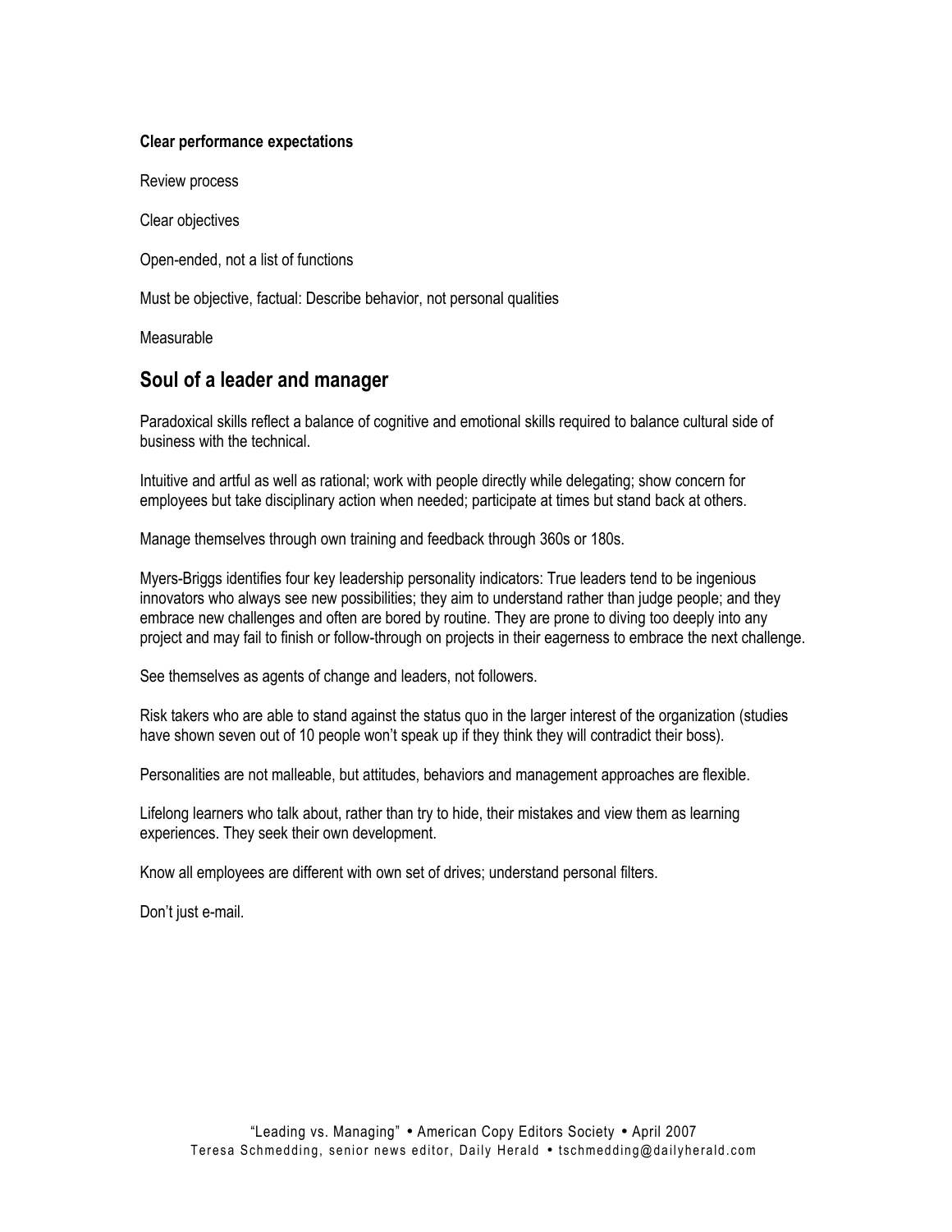**Clear performance expectations**

Review process

Clear objectives

Open-ended, not a list of functions

Must be objective, factual: Describe behavior, not personal qualities

Measurable

## Soul of a leader and manager

Paradoxical skills reflect a balance of cognitive and emotional skills required to balance cultural side of business with the technical.

Intuitive and artful as well as rational; work with people directly while delegating; show concern for employees but take disciplinary action when needed; participate at times but stand back at others.

Manage themselves through own training and feedback through 360s or 180s.

Myers-Briggs identifies four key leadership personality indicators: True leaders tend to be ingenious innovators who always see new possibilities; they aim to understand rather than judge people; and they embrace new challenges and often are bored by routine. They are prone to diving too deeply into any project and may fail to finish or follow-through on projects in their eagerness to embrace the next challenge.

See themselves as agents of change and leaders, not followers.

Risk takers who are able to stand against the status quo in the larger interest of the organization (studies have shown seven out of 10 people won't speak up if they think they will contradict their boss).

Personalities are not malleable, but attitudes, behaviors and management approaches are flexible.

Lifelong learners who talk about, rather than try to hide, their mistakes and view them as learning experiences. They seek their own development.

Know all employees are different with own set of drives; understand personal filters.

Don't just e-mail.